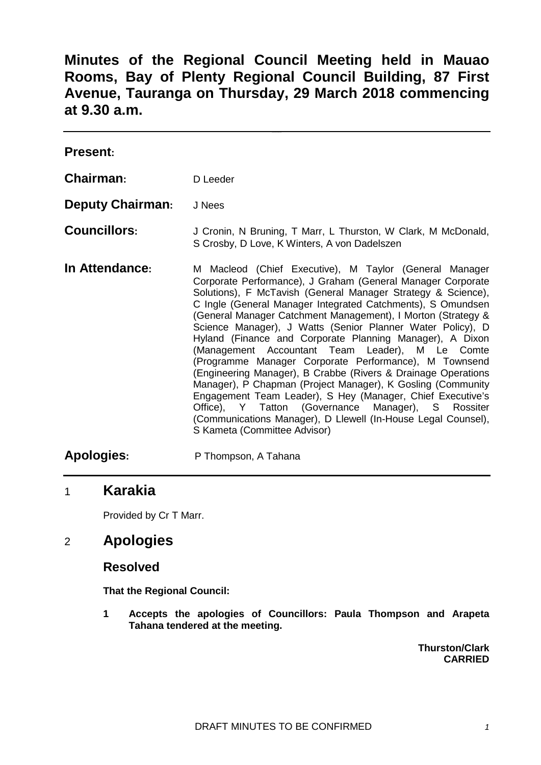# Minutes of the Regional Council Meeting held in Mauao Rooms, Bay of Plenty Regional Council Building, 87 First Avenue, Tauranga on Thursday, 29 March 2018 commencing at 9.30 a.m.

---

**Present:**

**Chairman:** D Leeder

**Deputy Chairman:** J Nees

**Councillors:** J Cronin, N Bruning, T Marr, L Thurston, W Clark, M McDonald, S Crosby, D Love, K Winters, A von Dadelszen

**In Attendance:** M Macleod (Chief Executive), M Taylor (General Manager Corporate Performance), J Graham (General Manager Corporate Solutions), F McTavish (General Manager Strategy & Science), C Ingle (General Manager Integrated Catchments), S Omundsen (General Manager Catchment Management), I Morton (Strategy & Science Manager), J Watts (Senior Planner Water Policy), D Hyland (Finance and Corporate Planning Manager), A Dixon (Management Accountant Team Leader), M Le Comte (Programme Manager Corporate Performance), M Townsend (Engineering Manager), B Crabbe (Rivers & Drainage Operations Manager), P Chapman (Project Manager), K Gosling (Community Engagement Team Leader), S Hey (Manager, Chief Executive's Office), Y Tatton (Governance Manager), S Rossiter (Communications Manager), D Llewell (In-House Legal Counsel), S Kameta (Committee Advisor)

**Apologies:** P Thompson, A Tahana

---

## 1 Karakia

Provided by Cr T Marr.

## 2 Apologies

### Resolved

**That the Regional Council:**

**1 Accepts the apologies of Councillors: Paula Thompson and Arapeta Tahana tendered at the meeting.**

**Thurston/Clark**
**CARRIED**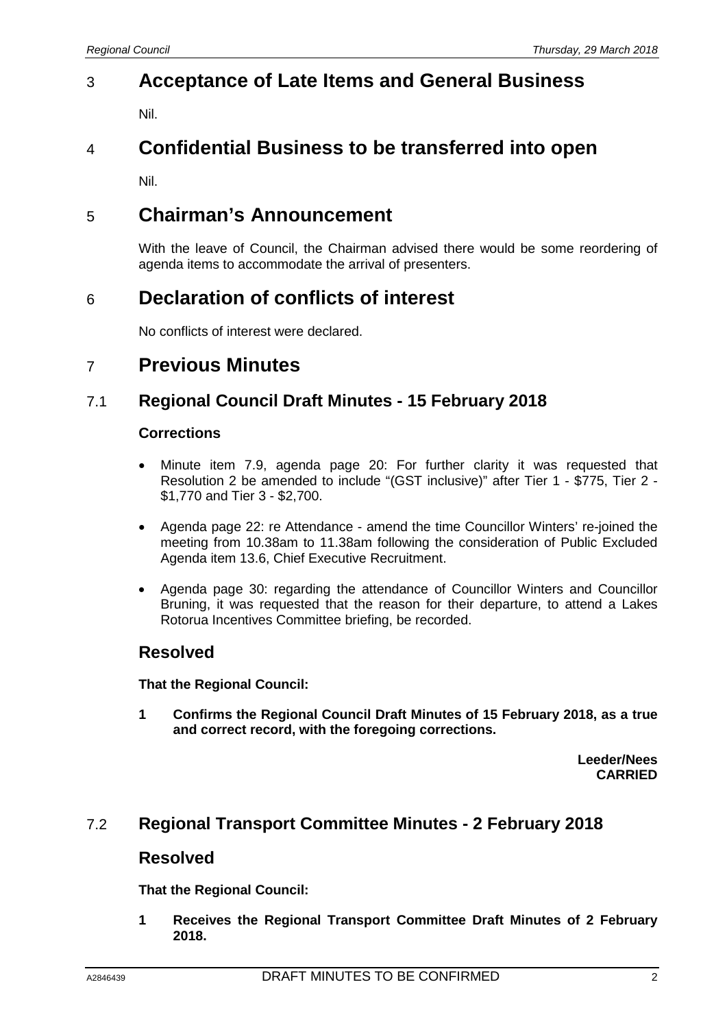## 3 Acceptance of Late Items and General Business

Nil.

## 4 Confidential Business to be transferred into open

Nil.

## 5 Chairman's Announcement

With the leave of Council, the Chairman advised there would be some reordering of agenda items to accommodate the arrival of presenters.

## 6 Declaration of conflicts of interest

No conflicts of interest were declared.

## 7 Previous Minutes

### 7.1 Regional Council Draft Minutes - 15 February 2018

**Corrections**

- Minute item 7.9, agenda page 20: For further clarity it was requested that Resolution 2 be amended to include "(GST inclusive)" after Tier 1 - $775, Tier 2 - $1,770 and Tier 3 - $2,700.
- Agenda page 22: re Attendance - amend the time Councillor Winters' re-joined the meeting from 10.38am to 11.38am following the consideration of Public Excluded Agenda item 13.6, Chief Executive Recruitment.
- Agenda page 30: regarding the attendance of Councillor Winters and Councillor Bruning, it was requested that the reason for their departure, to attend a Lakes Rotorua Incentives Committee briefing, be recorded.

### Resolved

**That the Regional Council:**

**1 Confirms the Regional Council Draft Minutes of 15 February 2018, as a true and correct record, with the foregoing corrections.**

**Leeder/Nees**
**CARRIED**

### 7.2 Regional Transport Committee Minutes - 2 February 2018

### Resolved

**That the Regional Council:**

**1 Receives the Regional Transport Committee Draft Minutes of 2 February 2018.**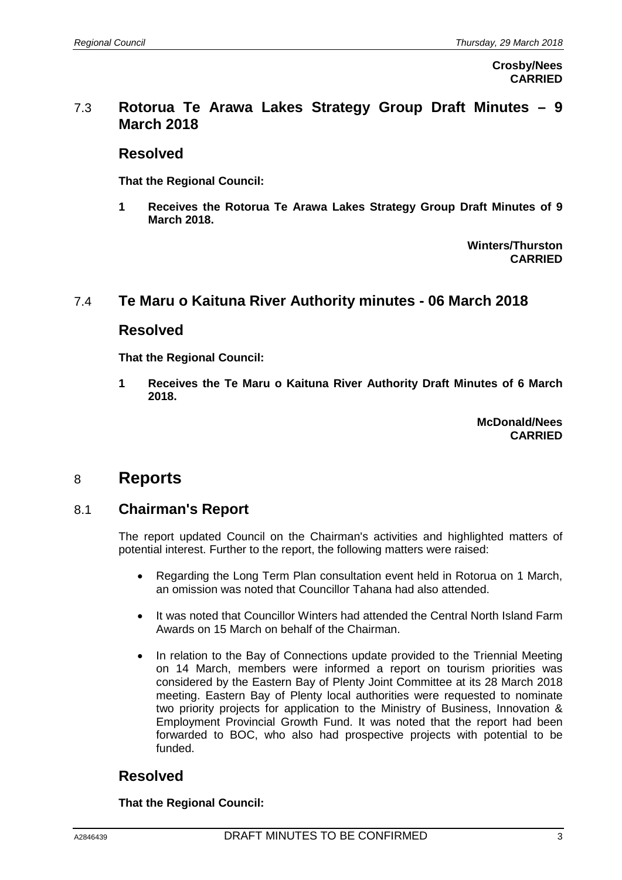**Crosby/Nees**
**CARRIED**

## 7.3 Rotorua Te Arawa Lakes Strategy Group Draft Minutes – 9 March 2018

### Resolved

**That the Regional Council:**

**1 Receives the Rotorua Te Arawa Lakes Strategy Group Draft Minutes of 9 March 2018.**

**Winters/Thurston**
**CARRIED**

## 7.4 Te Maru o Kaituna River Authority minutes - 06 March 2018

### Resolved

**That the Regional Council:**

**1 Receives the Te Maru o Kaituna River Authority Draft Minutes of 6 March 2018.**

**McDonald/Nees**
**CARRIED**

# 8 Reports

## 8.1 Chairman's Report

The report updated Council on the Chairman's activities and highlighted matters of potential interest. Further to the report, the following matters were raised:

- Regarding the Long Term Plan consultation event held in Rotorua on 1 March, an omission was noted that Councillor Tahana had also attended.
- It was noted that Councillor Winters had attended the Central North Island Farm Awards on 15 March on behalf of the Chairman.
- In relation to the Bay of Connections update provided to the Triennial Meeting on 14 March, members were informed a report on tourism priorities was considered by the Eastern Bay of Plenty Joint Committee at its 28 March 2018 meeting. Eastern Bay of Plenty local authorities were requested to nominate two priority projects for application to the Ministry of Business, Innovation & Employment Provincial Growth Fund. It was noted that the report had been forwarded to BOC, who also had prospective projects with potential to be funded.

### Resolved

**That the Regional Council:**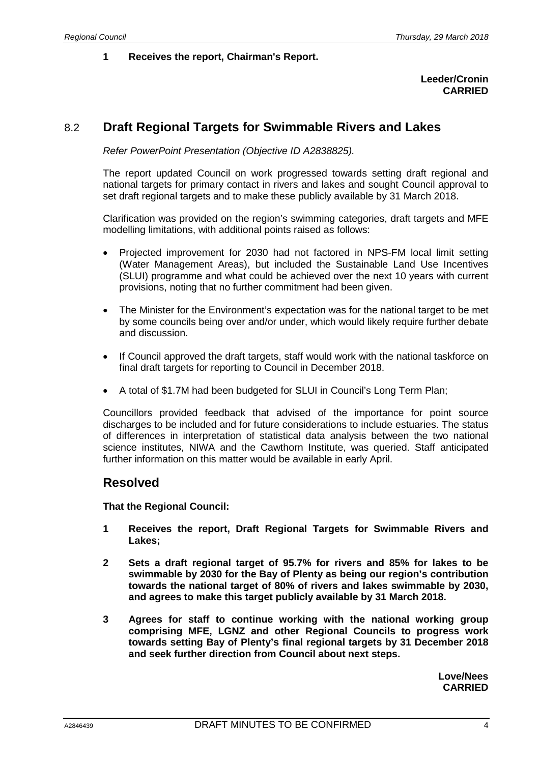**1 Receives the report, Chairman's Report.**

**Leeder/Cronin**
**CARRIED**

## 8.2 Draft Regional Targets for Swimmable Rivers and Lakes

*Refer PowerPoint Presentation (Objective ID A2838825).*

The report updated Council on work progressed towards setting draft regional and national targets for primary contact in rivers and lakes and sought Council approval to set draft regional targets and to make these publicly available by 31 March 2018.

Clarification was provided on the region's swimming categories, draft targets and MFE modelling limitations, with additional points raised as follows:

- Projected improvement for 2030 had not factored in NPS-FM local limit setting (Water Management Areas), but included the Sustainable Land Use Incentives (SLUI) programme and what could be achieved over the next 10 years with current provisions, noting that no further commitment had been given.
- The Minister for the Environment's expectation was for the national target to be met by some councils being over and/or under, which would likely require further debate and discussion.
- If Council approved the draft targets, staff would work with the national taskforce on final draft targets for reporting to Council in December 2018.
- A total of $1.7M had been budgeted for SLUI in Council's Long Term Plan;

Councillors provided feedback that advised of the importance for point source discharges to be included and for future considerations to include estuaries. The status of differences in interpretation of statistical data analysis between the two national science institutes, NIWA and the Cawthorn Institute, was queried. Staff anticipated further information on this matter would be available in early April.

## Resolved

**That the Regional Council:**

**1 Receives the report, Draft Regional Targets for Swimmable Rivers and Lakes;**

**2 Sets a draft regional target of 95.7% for rivers and 85% for lakes to be swimmable by 2030 for the Bay of Plenty as being our region's contribution towards the national target of 80% of rivers and lakes swimmable by 2030, and agrees to make this target publicly available by 31 March 2018.**

**3 Agrees for staff to continue working with the national working group comprising MFE, LGNZ and other Regional Councils to progress work towards setting Bay of Plenty's final regional targets by 31 December 2018 and seek further direction from Council about next steps.**

**Love/Nees**
**CARRIED**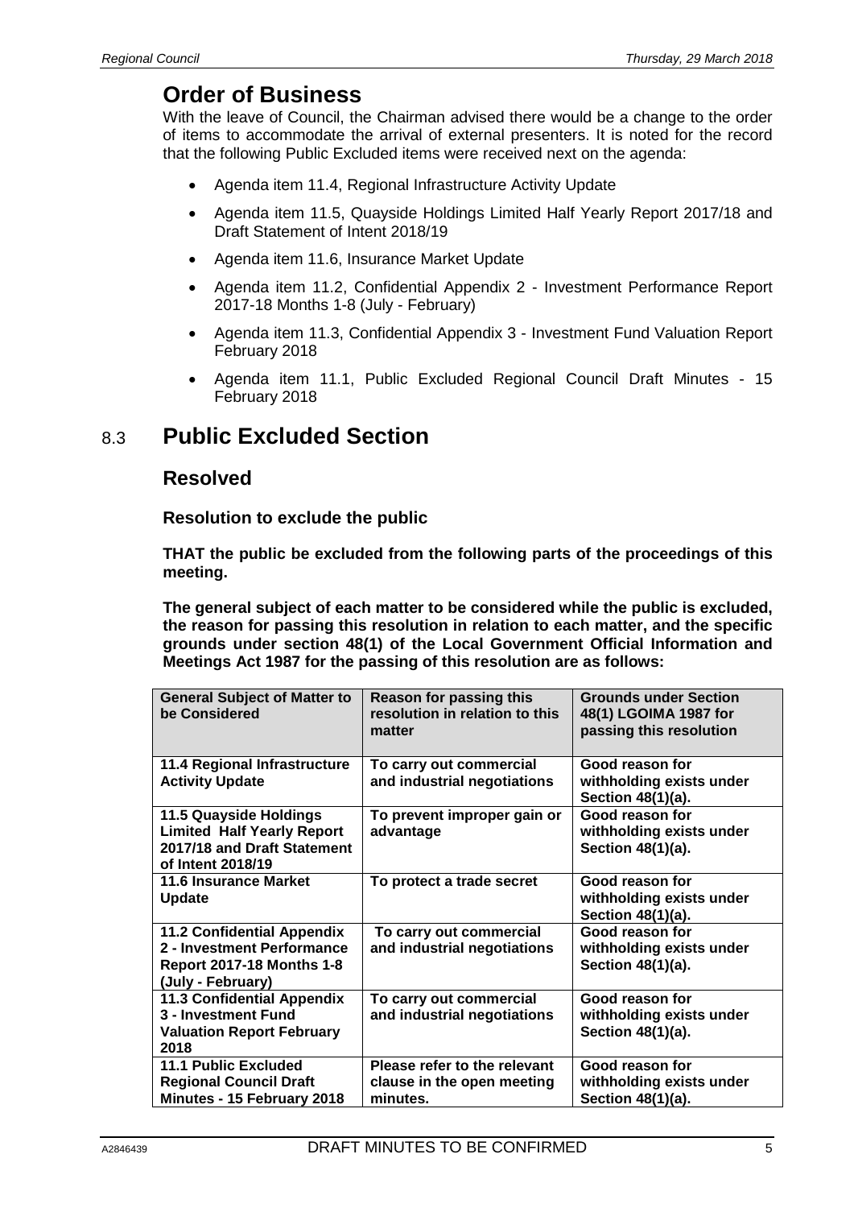## Order of Business

With the leave of Council, the Chairman advised there would be a change to the order of items to accommodate the arrival of external presenters. It is noted for the record that the following Public Excluded items were received next on the agenda:

- Agenda item 11.4, Regional Infrastructure Activity Update
- Agenda item 11.5, Quayside Holdings Limited Half Yearly Report 2017/18 and Draft Statement of Intent 2018/19
- Agenda item 11.6, Insurance Market Update
- Agenda item 11.2, Confidential Appendix 2 - Investment Performance Report 2017-18 Months 1-8 (July - February)
- Agenda item 11.3, Confidential Appendix 3 - Investment Fund Valuation Report February 2018
- Agenda item 11.1, Public Excluded Regional Council Draft Minutes - 15 February 2018

## 8.3 Public Excluded Section

### Resolved

**Resolution to exclude the public**

**THAT the public be excluded from the following parts of the proceedings of this meeting.**

**The general subject of each matter to be considered while the public is excluded, the reason for passing this resolution in relation to each matter, and the specific grounds under section 48(1) of the Local Government Official Information and Meetings Act 1987 for the passing of this resolution are as follows:**

| General Subject of Matter to be Considered | Reason for passing this resolution in relation to this matter | Grounds under Section 48(1) LGOIMA 1987 for passing this resolution |
|---|---|---|
| **11.4 Regional Infrastructure Activity Update** | **To carry out commercial and industrial negotiations** | **Good reason for withholding exists under Section 48(1)(a).** |
| **11.5 Quayside Holdings Limited Half Yearly Report 2017/18 and Draft Statement of Intent 2018/19** | **To prevent improper gain or advantage** | **Good reason for withholding exists under Section 48(1)(a).** |
| **11.6 Insurance Market Update** | **To protect a trade secret** | **Good reason for withholding exists under Section 48(1)(a).** |
| **11.2 Confidential Appendix 2 - Investment Performance Report 2017-18 Months 1-8 (July - February)** | **To carry out commercial and industrial negotiations** | **Good reason for withholding exists under Section 48(1)(a).** |
| **11.3 Confidential Appendix 3 - Investment Fund Valuation Report February 2018** | **To carry out commercial and industrial negotiations** | **Good reason for withholding exists under Section 48(1)(a).** |
| **11.1 Public Excluded Regional Council Draft Minutes - 15 February 2018** | **Please refer to the relevant clause in the open meeting minutes.** | **Good reason for withholding exists under Section 48(1)(a).** |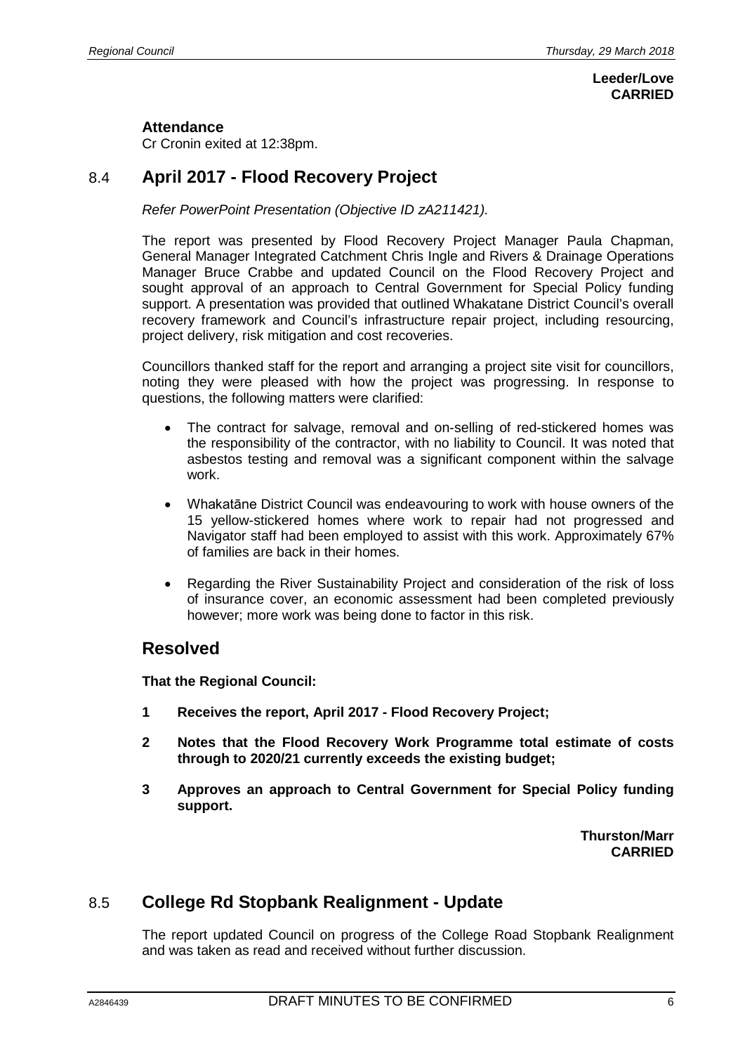**Leeder/Love**
**CARRIED**

**Attendance**

Cr Cronin exited at 12:38pm.

## 8.4 April 2017 - Flood Recovery Project

*Refer PowerPoint Presentation (Objective ID zA211421).*

The report was presented by Flood Recovery Project Manager Paula Chapman, General Manager Integrated Catchment Chris Ingle and Rivers & Drainage Operations Manager Bruce Crabbe and updated Council on the Flood Recovery Project and sought approval of an approach to Central Government for Special Policy funding support. A presentation was provided that outlined Whakatane District Council's overall recovery framework and Council's infrastructure repair project, including resourcing, project delivery, risk mitigation and cost recoveries.

Councillors thanked staff for the report and arranging a project site visit for councillors, noting they were pleased with how the project was progressing. In response to questions, the following matters were clarified:

- The contract for salvage, removal and on-selling of red-stickered homes was the responsibility of the contractor, with no liability to Council. It was noted that asbestos testing and removal was a significant component within the salvage work.
- Whakatāne District Council was endeavouring to work with house owners of the 15 yellow-stickered homes where work to repair had not progressed and Navigator staff had been employed to assist with this work. Approximately 67% of families are back in their homes.
- Regarding the River Sustainability Project and consideration of the risk of loss of insurance cover, an economic assessment had been completed previously however; more work was being done to factor in this risk.

## Resolved

**That the Regional Council:**

**1 Receives the report, April 2017 - Flood Recovery Project;**

**2 Notes that the Flood Recovery Work Programme total estimate of costs through to 2020/21 currently exceeds the existing budget;**

**3 Approves an approach to Central Government for Special Policy funding support.**

**Thurston/Marr**
**CARRIED**

## 8.5 College Rd Stopbank Realignment - Update

The report updated Council on progress of the College Road Stopbank Realignment and was taken as read and received without further discussion.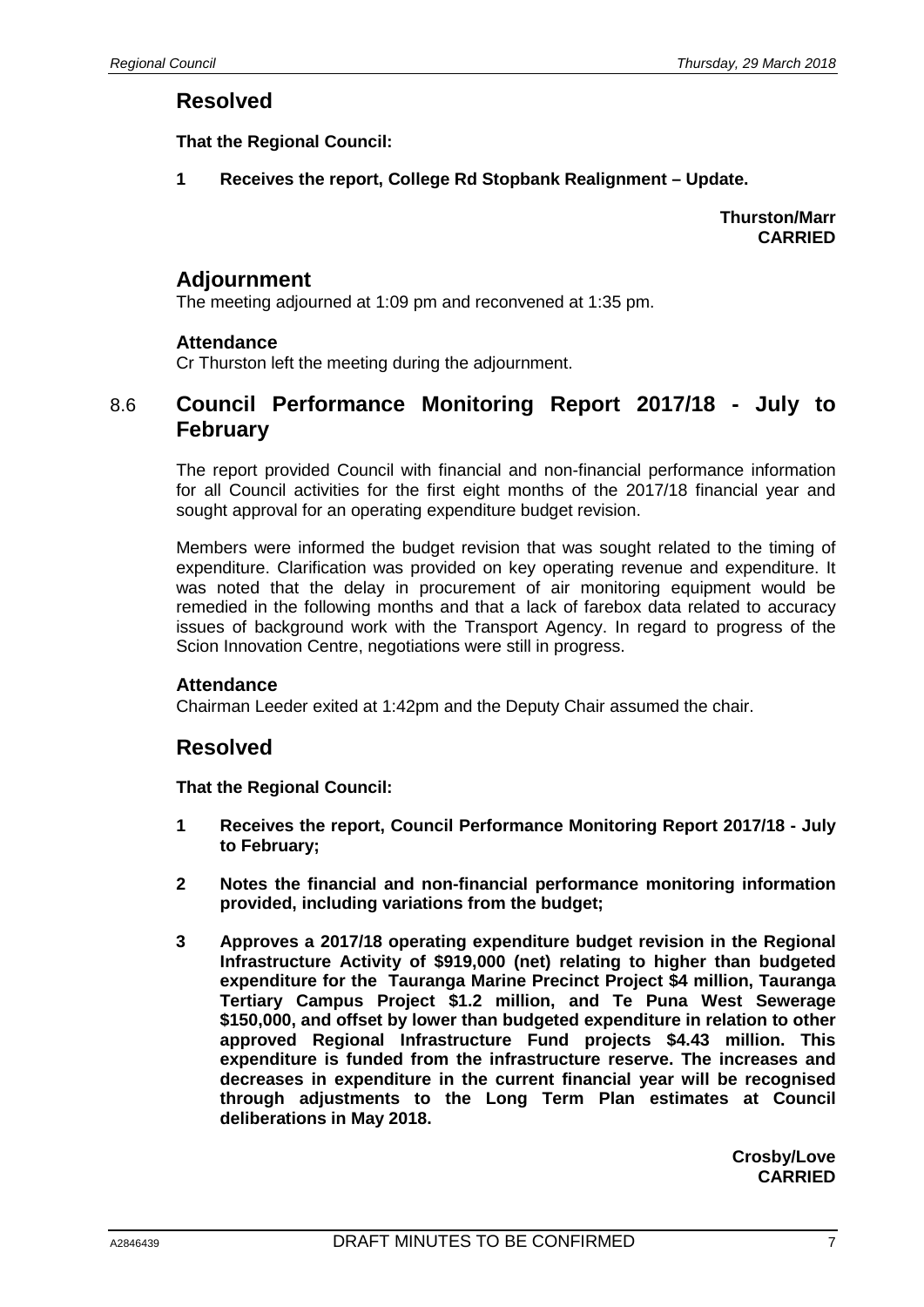## Resolved

**That the Regional Council:**

**1 Receives the report, College Rd Stopbank Realignment – Update.**

**Thurston/Marr**
**CARRIED**

## Adjournment

The meeting adjourned at 1:09 pm and reconvened at 1:35 pm.

### Attendance

Cr Thurston left the meeting during the adjournment.

## 8.6 Council Performance Monitoring Report 2017/18 - July to February

The report provided Council with financial and non-financial performance information for all Council activities for the first eight months of the 2017/18 financial year and sought approval for an operating expenditure budget revision.

Members were informed the budget revision that was sought related to the timing of expenditure. Clarification was provided on key operating revenue and expenditure. It was noted that the delay in procurement of air monitoring equipment would be remedied in the following months and that a lack of farebox data related to accuracy issues of background work with the Transport Agency. In regard to progress of the Scion Innovation Centre, negotiations were still in progress.

### Attendance

Chairman Leeder exited at 1:42pm and the Deputy Chair assumed the chair.

## Resolved

**That the Regional Council:**

**1 Receives the report, Council Performance Monitoring Report 2017/18 - July to February;**

**2 Notes the financial and non-financial performance monitoring information provided, including variations from the budget;**

**3 Approves a 2017/18 operating expenditure budget revision in the Regional Infrastructure Activity of $919,000 (net) relating to higher than budgeted expenditure for the Tauranga Marine Precinct Project $4 million, Tauranga Tertiary Campus Project $1.2 million, and Te Puna West Sewerage $150,000, and offset by lower than budgeted expenditure in relation to other approved Regional Infrastructure Fund projects $4.43 million. This expenditure is funded from the infrastructure reserve. The increases and decreases in expenditure in the current financial year will be recognised through adjustments to the Long Term Plan estimates at Council deliberations in May 2018.**

**Crosby/Love**
**CARRIED**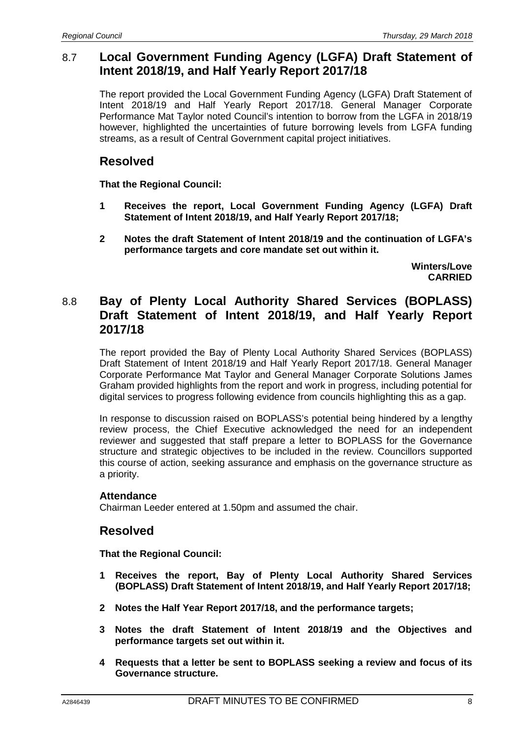## 8.7 Local Government Funding Agency (LGFA) Draft Statement of Intent 2018/19, and Half Yearly Report 2017/18

The report provided the Local Government Funding Agency (LGFA) Draft Statement of Intent 2018/19 and Half Yearly Report 2017/18. General Manager Corporate Performance Mat Taylor noted Council's intention to borrow from the LGFA in 2018/19 however, highlighted the uncertainties of future borrowing levels from LGFA funding streams, as a result of Central Government capital project initiatives.

### Resolved

**That the Regional Council:**

**1 Receives the report, Local Government Funding Agency (LGFA) Draft Statement of Intent 2018/19, and Half Yearly Report 2017/18;**

**2 Notes the draft Statement of Intent 2018/19 and the continuation of LGFA's performance targets and core mandate set out within it.**

**Winters/Love**
**CARRIED**

## 8.8 Bay of Plenty Local Authority Shared Services (BOPLASS) Draft Statement of Intent 2018/19, and Half Yearly Report 2017/18

The report provided the Bay of Plenty Local Authority Shared Services (BOPLASS) Draft Statement of Intent 2018/19 and Half Yearly Report 2017/18. General Manager Corporate Performance Mat Taylor and General Manager Corporate Solutions James Graham provided highlights from the report and work in progress, including potential for digital services to progress following evidence from councils highlighting this as a gap.

In response to discussion raised on BOPLASS's potential being hindered by a lengthy review process, the Chief Executive acknowledged the need for an independent reviewer and suggested that staff prepare a letter to BOPLASS for the Governance structure and strategic objectives to be included in the review. Councillors supported this course of action, seeking assurance and emphasis on the governance structure as a priority.

#### Attendance

Chairman Leeder entered at 1.50pm and assumed the chair.

### Resolved

**That the Regional Council:**

**1 Receives the report, Bay of Plenty Local Authority Shared Services (BOPLASS) Draft Statement of Intent 2018/19, and Half Yearly Report 2017/18;**

**2 Notes the Half Year Report 2017/18, and the performance targets;**

**3 Notes the draft Statement of Intent 2018/19 and the Objectives and performance targets set out within it.**

**4 Requests that a letter be sent to BOPLASS seeking a review and focus of its Governance structure.**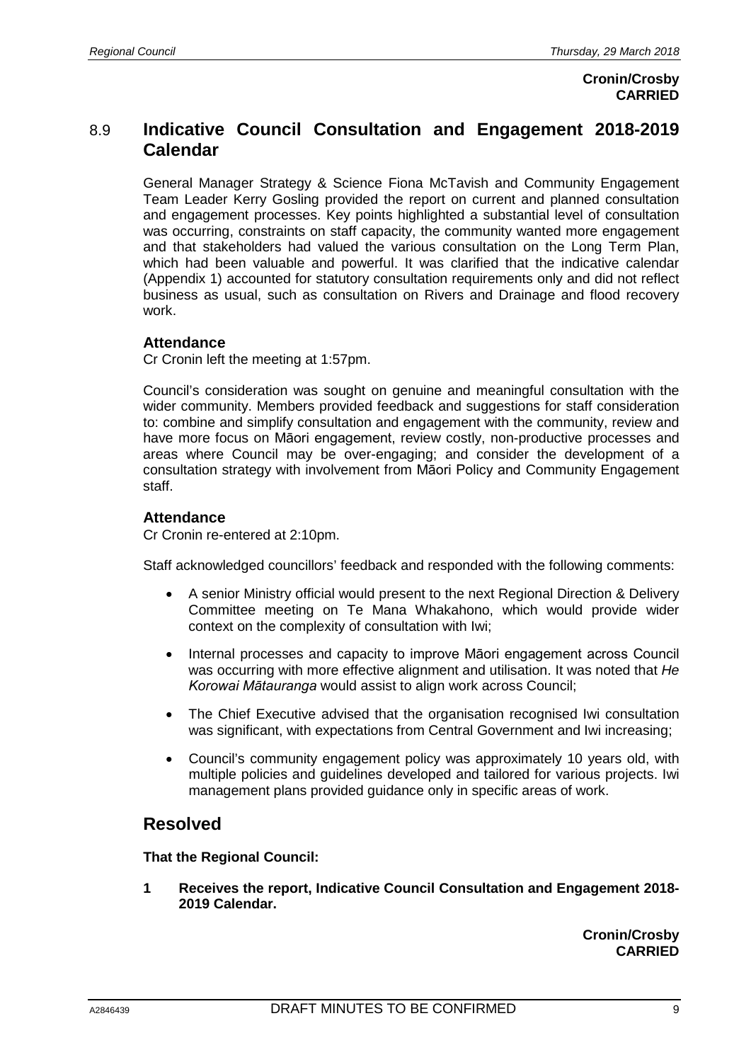**Cronin/Crosby**
**CARRIED**

## 8.9 Indicative Council Consultation and Engagement 2018-2019 Calendar

General Manager Strategy & Science Fiona McTavish and Community Engagement Team Leader Kerry Gosling provided the report on current and planned consultation and engagement processes. Key points highlighted a substantial level of consultation was occurring, constraints on staff capacity, the community wanted more engagement and that stakeholders had valued the various consultation on the Long Term Plan, which had been valuable and powerful. It was clarified that the indicative calendar (Appendix 1) accounted for statutory consultation requirements only and did not reflect business as usual, such as consultation on Rivers and Drainage and flood recovery work.

### Attendance

Cr Cronin left the meeting at 1:57pm.

Council's consideration was sought on genuine and meaningful consultation with the wider community. Members provided feedback and suggestions for staff consideration to: combine and simplify consultation and engagement with the community, review and have more focus on Māori engagement, review costly, non-productive processes and areas where Council may be over-engaging; and consider the development of a consultation strategy with involvement from Māori Policy and Community Engagement staff.

### Attendance

Cr Cronin re-entered at 2:10pm.

Staff acknowledged councillors' feedback and responded with the following comments:

- A senior Ministry official would present to the next Regional Direction & Delivery Committee meeting on Te Mana Whakahono, which would provide wider context on the complexity of consultation with Iwi;
- Internal processes and capacity to improve Māori engagement across Council was occurring with more effective alignment and utilisation. It was noted that *He Korowai Mātauranga* would assist to align work across Council;
- The Chief Executive advised that the organisation recognised Iwi consultation was significant, with expectations from Central Government and Iwi increasing;
- Council's community engagement policy was approximately 10 years old, with multiple policies and guidelines developed and tailored for various projects. Iwi management plans provided guidance only in specific areas of work.

## Resolved

**That the Regional Council:**

**1 Receives the report, Indicative Council Consultation and Engagement 2018-2019 Calendar.**

**Cronin/Crosby**
**CARRIED**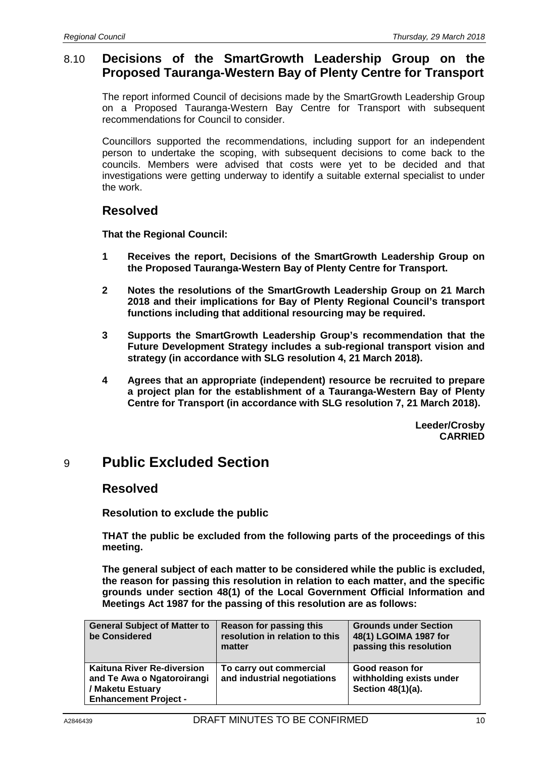## 8.10 Decisions of the SmartGrowth Leadership Group on the Proposed Tauranga-Western Bay of Plenty Centre for Transport

The report informed Council of decisions made by the SmartGrowth Leadership Group on a Proposed Tauranga-Western Bay Centre for Transport with subsequent recommendations for Council to consider.

Councillors supported the recommendations, including support for an independent person to undertake the scoping, with subsequent decisions to come back to the councils. Members were advised that costs were yet to be decided and that investigations were getting underway to identify a suitable external specialist to under the work.

### Resolved

**That the Regional Council:**

**1 Receives the report, Decisions of the SmartGrowth Leadership Group on the Proposed Tauranga-Western Bay of Plenty Centre for Transport.**

**2 Notes the resolutions of the SmartGrowth Leadership Group on 21 March 2018 and their implications for Bay of Plenty Regional Council's transport functions including that additional resourcing may be required.**

**3 Supports the SmartGrowth Leadership Group's recommendation that the Future Development Strategy includes a sub-regional transport vision and strategy (in accordance with SLG resolution 4, 21 March 2018).**

**4 Agrees that an appropriate (independent) resource be recruited to prepare a project plan for the establishment of a Tauranga-Western Bay of Plenty Centre for Transport (in accordance with SLG resolution 7, 21 March 2018).**

**Leeder/Crosby**
**CARRIED**

# 9 Public Excluded Section

### Resolved

**Resolution to exclude the public**

**THAT the public be excluded from the following parts of the proceedings of this meeting.**

**The general subject of each matter to be considered while the public is excluded, the reason for passing this resolution in relation to each matter, and the specific grounds under section 48(1) of the Local Government Official Information and Meetings Act 1987 for the passing of this resolution are as follows:**

| General Subject of Matter to be Considered | Reason for passing this resolution in relation to this matter | Grounds under Section 48(1) LGOIMA 1987 for passing this resolution |
|---|---|---|
| **Kaituna River Re-diversion and Te Awa o Ngatoroirangi / Maketu Estuary Enhancement Project -** | **To carry out commercial and industrial negotiations** | **Good reason for withholding exists under Section 48(1)(a).** |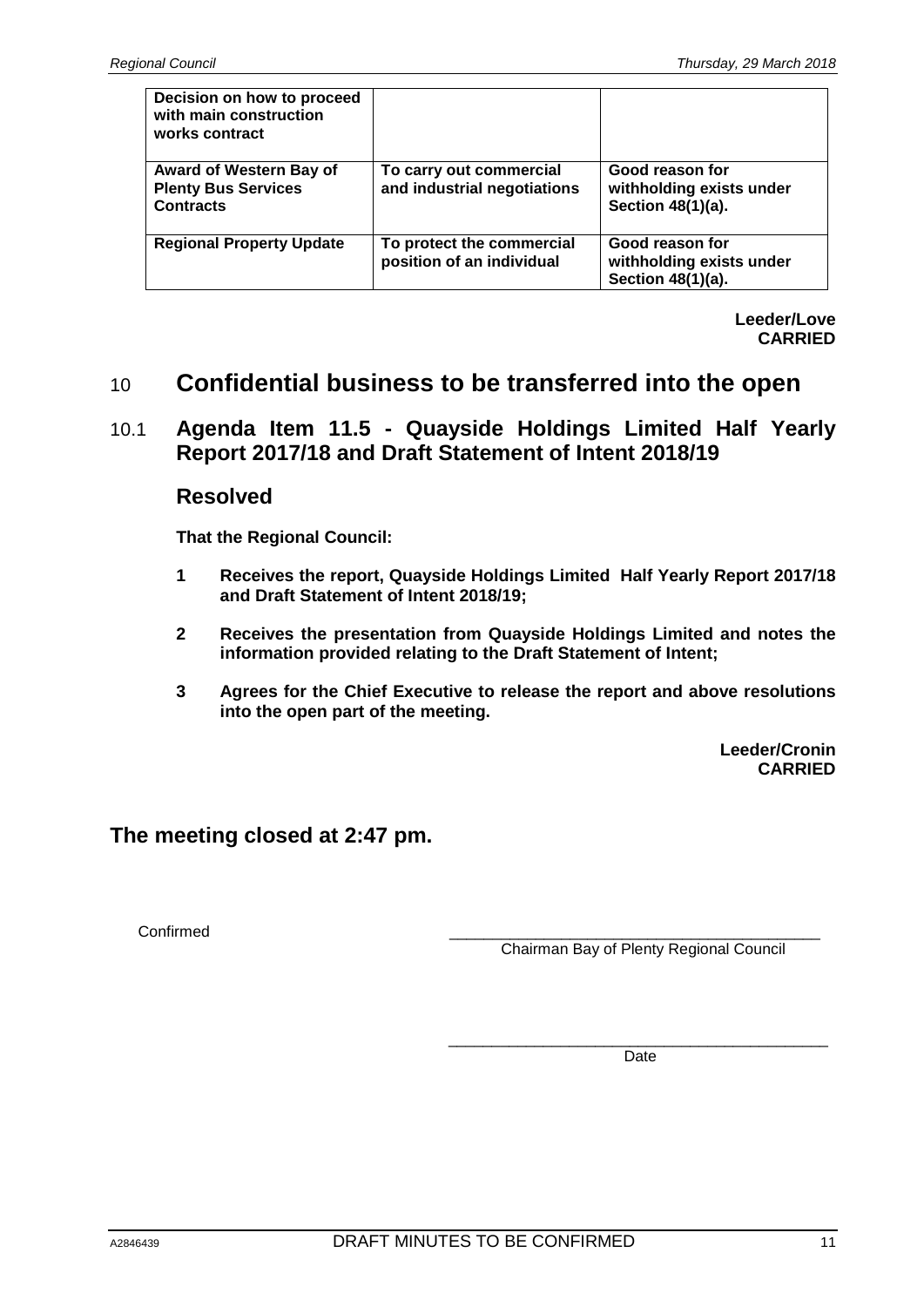| | | |
|---|---|---|
| **Decision on how to proceed with main construction works contract** | | |
| **Award of Western Bay of Plenty Bus Services Contracts** | **To carry out commercial and industrial negotiations** | **Good reason for withholding exists under Section 48(1)(a).** |
| **Regional Property Update** | **To protect the commercial position of an individual** | **Good reason for withholding exists under Section 48(1)(a).** |

**Leeder/Love**
**CARRIED**

# 10 Confidential business to be transferred into the open

## 10.1 Agenda Item 11.5 - Quayside Holdings Limited Half Yearly Report 2017/18 and Draft Statement of Intent 2018/19

### Resolved

**That the Regional Council:**

**1 Receives the report, Quayside Holdings Limited Half Yearly Report 2017/18 and Draft Statement of Intent 2018/19;**

**2 Receives the presentation from Quayside Holdings Limited and notes the information provided relating to the Draft Statement of Intent;**

**3 Agrees for the Chief Executive to release the report and above resolutions into the open part of the meeting.**

**Leeder/Cronin**
**CARRIED**

## The meeting closed at 2:47 pm.

Confirmed

\_\_\_\_\_\_\_\_\_\_\_\_\_\_\_\_\_\_\_\_\_\_\_\_\_\_\_\_\_\_\_\_\_\_\_\_\_\_\_\_\_\_\_
Chairman Bay of Plenty Regional Council

\_\_\_\_\_\_\_\_\_\_\_\_\_\_\_\_\_\_\_\_\_\_\_\_\_\_\_\_\_\_\_\_\_\_\_\_\_\_\_\_\_\_\_
Date